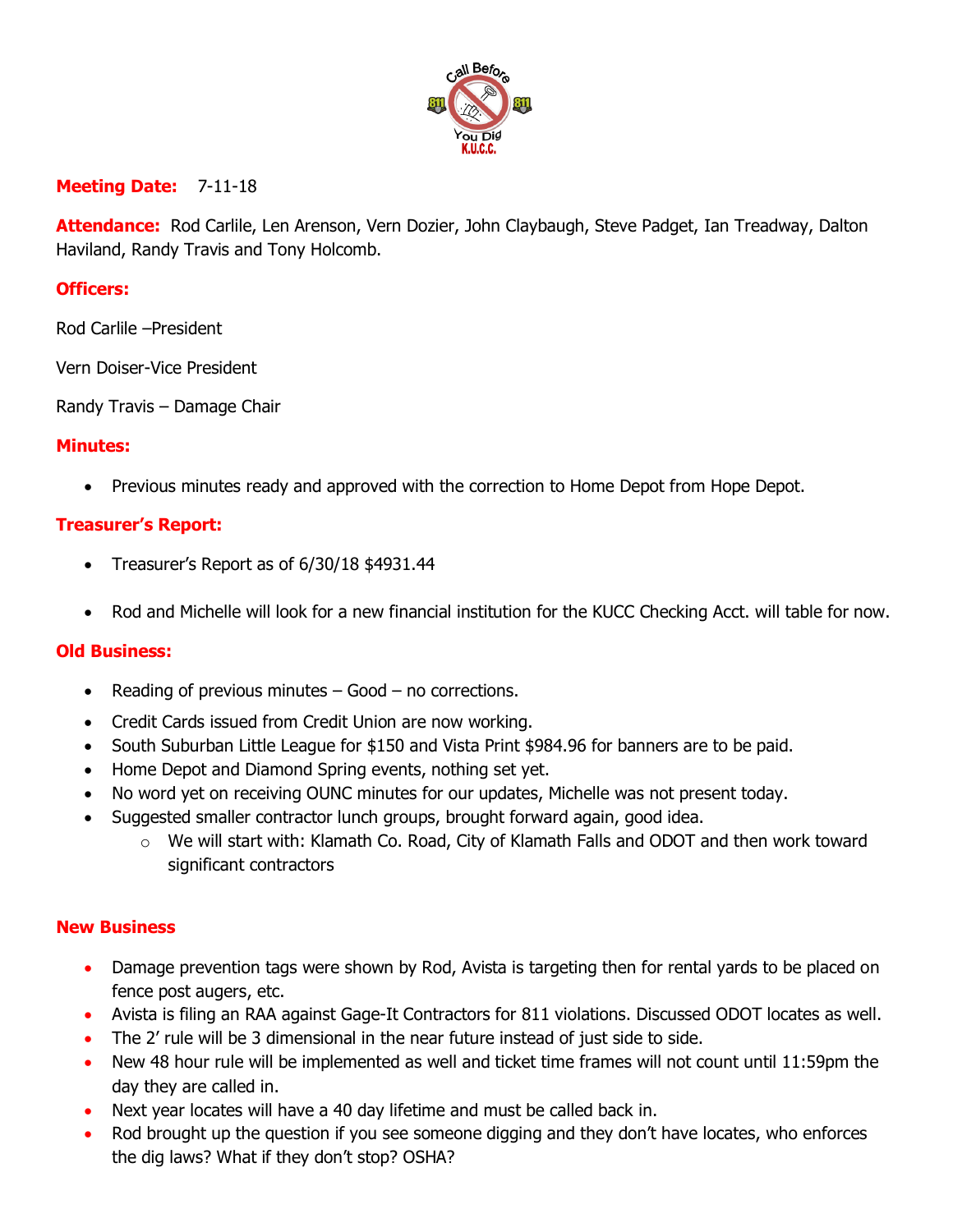**Meeting Date:** 7-11-18

**Attendance:** Rod Carlile, Len Arenson, Vern Dozier, John Claybaugh, Steve Padget, Ian Treadway, Dalton Haviland, Randy Travis and Tony Holcomb.

**Officers:**

Rod Carlile –President

Vern Doiser-Vice President

Randy Travis – Damage Chair

**Minutes:**

- Previous minutes ready and approved with the correction to Home Depot from Hope Depot.

**Treasurer's Report:**

- Treasurer's Report as of 6/30/18 $4931.44
- Rod and Michelle will look for a new financial institution for the KUCC Checking Acct. will table for now.

**Old Business:**

- Reading of previous minutes – Good – no corrections.
- Credit Cards issued from Credit Union are now working.
- South Suburban Little League for $150 and Vista Print $984.96 for banners are to be paid.
- Home Depot and Diamond Spring events, nothing set yet.
- No word yet on receiving OUNC minutes for our updates, Michelle was not present today.
- Suggested smaller contractor lunch groups, brought forward again, good idea.
  - We will start with: Klamath Co. Road, City of Klamath Falls and ODOT and then work toward significant contractors

**New Business**

- Damage prevention tags were shown by Rod, Avista is targeting then for rental yards to be placed on fence post augers, etc.
- Avista is filing an RAA against Gage-It Contractors for 811 violations. Discussed ODOT locates as well.
- The 2' rule will be 3 dimensional in the near future instead of just side to side.
- New 48 hour rule will be implemented as well and ticket time frames will not count until 11:59pm the day they are called in.
- Next year locates will have a 40 day lifetime and must be called back in.
- Rod brought up the question if you see someone digging and they don't have locates, who enforces the dig laws? What if they don't stop? OSHA?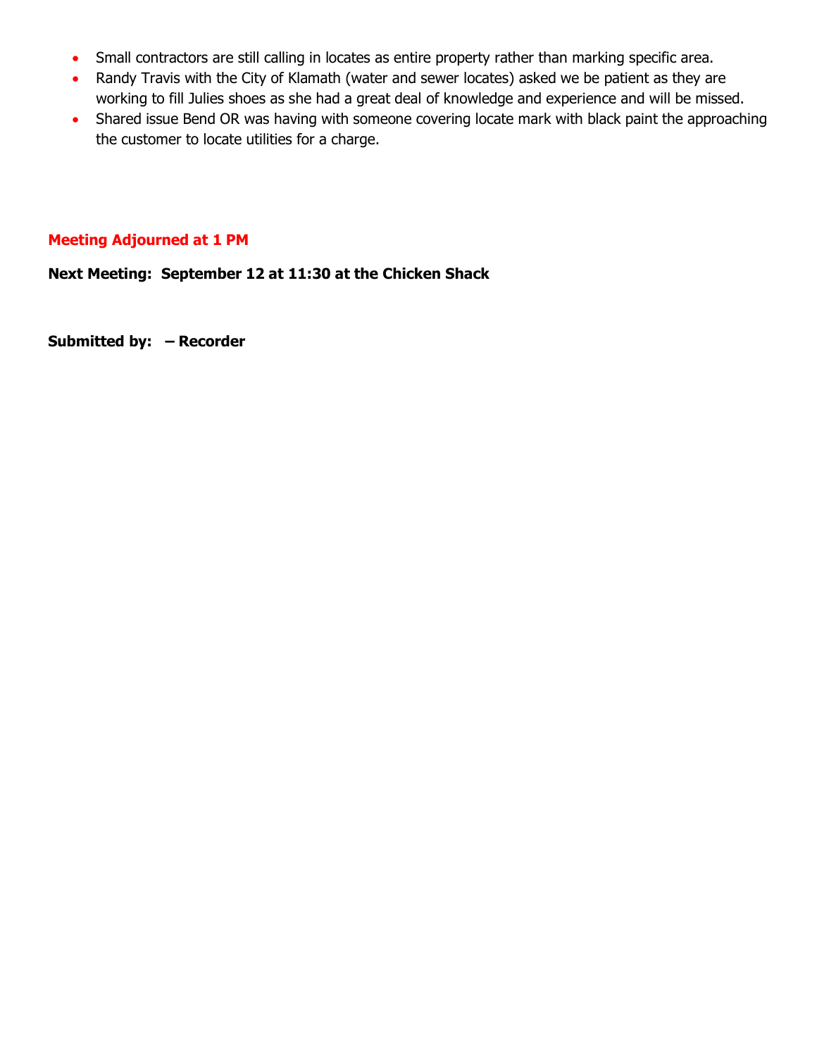- Small contractors are still calling in locates as entire property rather than marking specific area.
- Randy Travis with the City of Klamath (water and sewer locates) asked we be patient as they are working to fill Julies shoes as she had a great deal of knowledge and experience and will be missed.
- Shared issue Bend OR was having with someone covering locate mark with black paint the approaching the customer to locate utilities for a charge.

**Meeting Adjourned at 1 PM**

**Next Meeting: September 12 at 11:30 at the Chicken Shack**

**Submitted by: – Recorder**